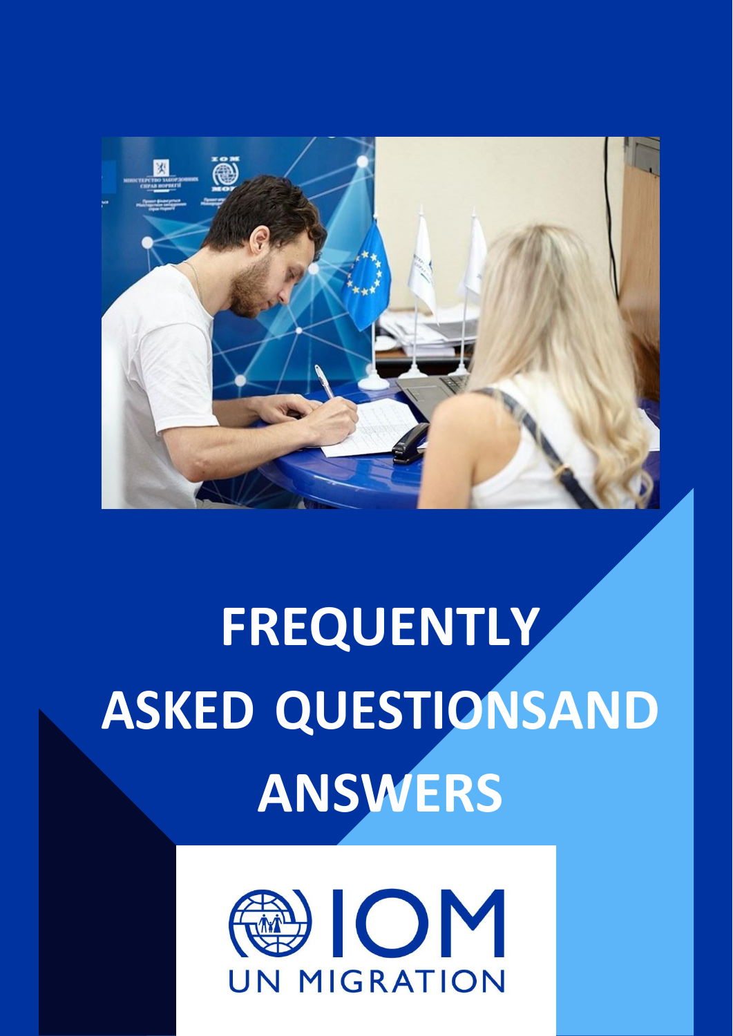# FREQUENTLY ASKED QUESTIONSAND ANSWERS

IOM

UN MIGRATION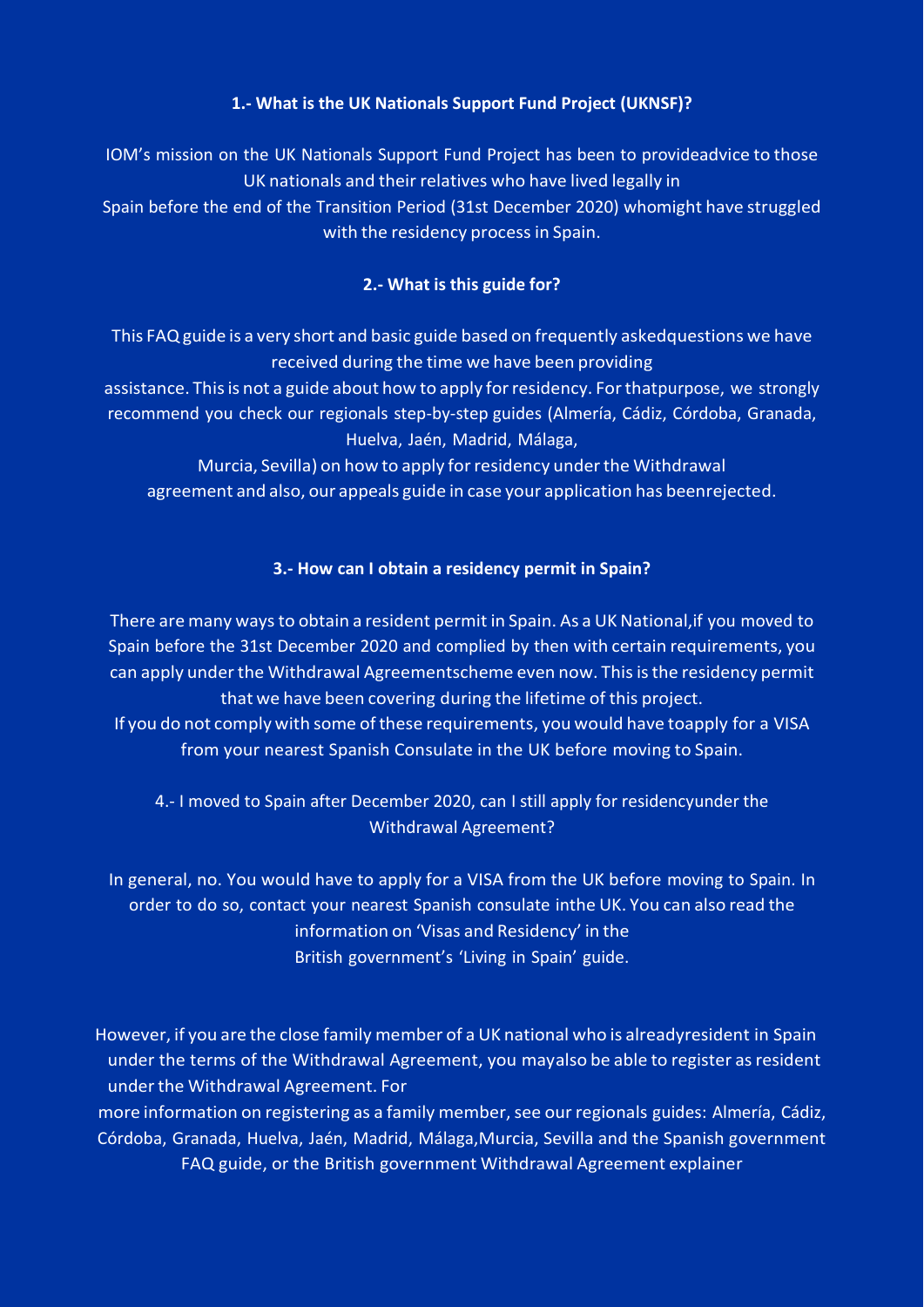**1.- What is the UK Nationals Support Fund Project (UKNSF)?**

IOM's mission on the UK Nationals Support Fund Project has been to provideadvice to those UK nationals and their relatives who have lived legally in Spain before the end of the Transition Period (31st December 2020) whomight have struggled with the residency process in Spain.

**2.- What is this guide for?**

This FAQ guide is a very short and basic guide based on frequently askedquestions we have received during the time we have been providing assistance. This is not a guide about how to apply for residency. For thatpurpose, we strongly recommend you check our regionals step-by-step guides (Almería, Cádiz, Córdoba, Granada, Huelva, Jaén, Madrid, Málaga, Murcia, Sevilla) on how to apply for residency under the Withdrawal agreement and also, our appeals guide in case your application has beenrejected.

**3.- How can I obtain a residency permit in Spain?**

There are many ways to obtain a resident permit in Spain. As a UK National,if you moved to Spain before the 31st December 2020 and complied by then with certain requirements, you can apply under the Withdrawal Agreementscheme even now. This is the residency permit that we have been covering during the lifetime of this project.

If you do not comply with some of these requirements, you would have toapply for a VISA from your nearest Spanish Consulate in the UK before moving to Spain.

4.- I moved to Spain after December 2020, can I still apply for residencyunder the Withdrawal Agreement?

In general, no. You would have to apply for a VISA from the UK before moving to Spain. In order to do so, contact your nearest Spanish consulate inthe UK. You can also read the information on 'Visas and Residency' in the British government's 'Living in Spain' guide.

However, if you are the close family member of a UK national who is alreadyresident in Spain under the terms of the Withdrawal Agreement, you mayalso be able to register as resident under the Withdrawal Agreement. For more information on registering as a family member, see our regionals guides: Almería, Cádiz, Córdoba, Granada, Huelva, Jaén, Madrid, Málaga,Murcia, Sevilla and the Spanish government FAQ guide, or the British government Withdrawal Agreement explainer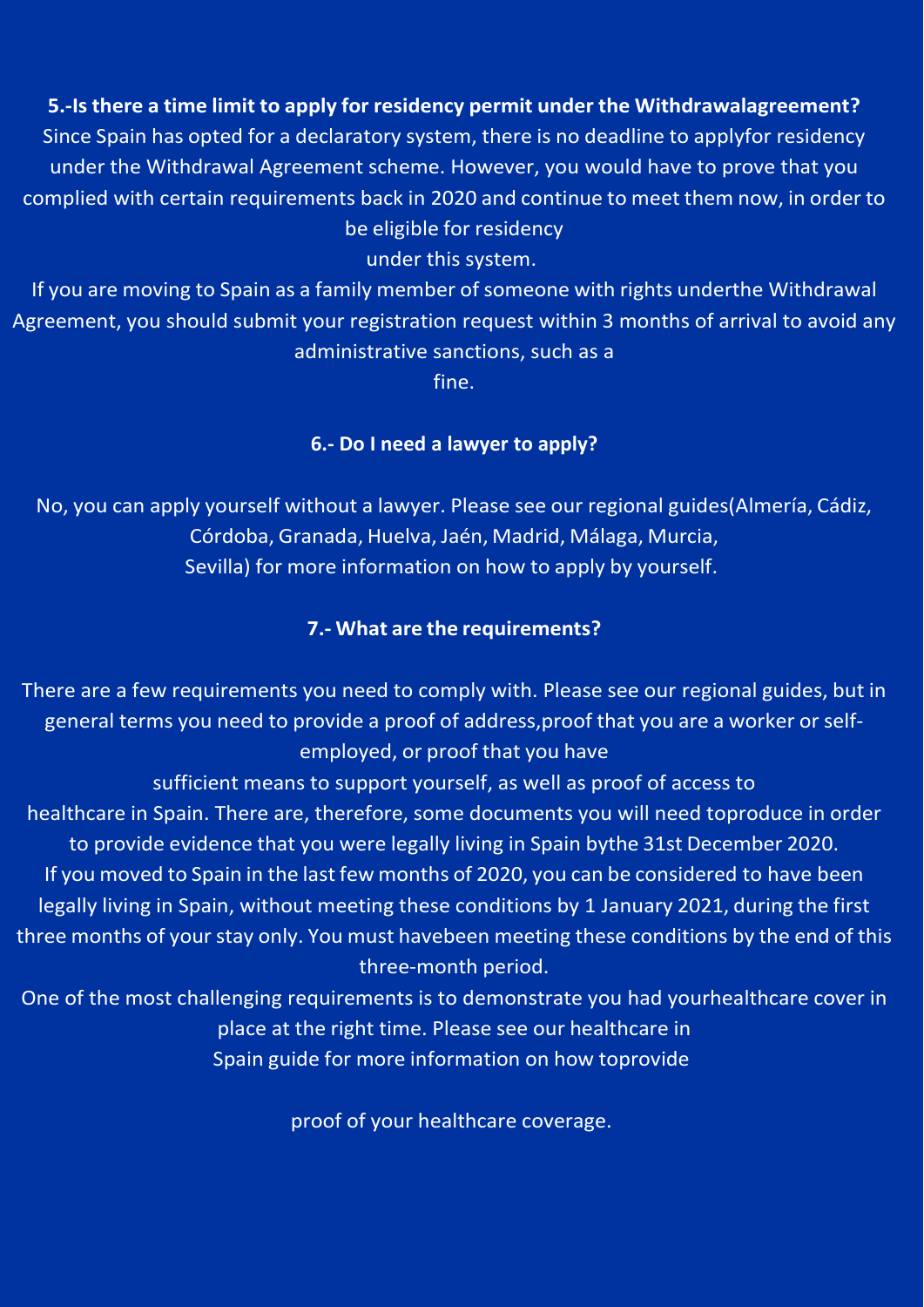**5.-Is there a time limit to apply for residency permit under the Withdrawalagreement?**

Since Spain has opted for a declaratory system, there is no deadline to applyfor residency under the Withdrawal Agreement scheme. However, you would have to prove that you complied with certain requirements back in 2020 and continue to meet them now, in order to be eligible for residency under this system.

If you are moving to Spain as a family member of someone with rights underthe Withdrawal Agreement, you should submit your registration request within 3 months of arrival to avoid any administrative sanctions, such as a fine.

**6.- Do I need a lawyer to apply?**

No, you can apply yourself without a lawyer. Please see our regional guides(Almería, Cádiz, Córdoba, Granada, Huelva, Jaén, Madrid, Málaga, Murcia, Sevilla) for more information on how to apply by yourself.

**7.- What are the requirements?**

There are a few requirements you need to comply with. Please see our regional guides, but in general terms you need to provide a proof of address,proof that you are a worker or self-employed, or proof that you have sufficient means to support yourself, as well as proof of access to healthcare in Spain. There are, therefore, some documents you will need toproduce in order to provide evidence that you were legally living in Spain bythe 31st December 2020.

If you moved to Spain in the last few months of 2020, you can be considered to have been legally living in Spain, without meeting these conditions by 1 January 2021, during the first three months of your stay only. You must havebeen meeting these conditions by the end of this three-month period.

One of the most challenging requirements is to demonstrate you had yourhealthcare cover in place at the right time. Please see our healthcare in Spain guide for more information on how toprovide proof of your healthcare coverage.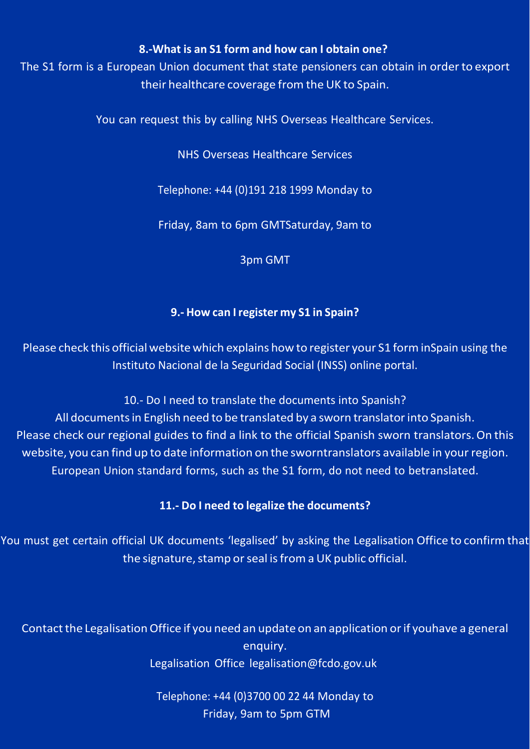**8.-What is an S1 form and how can I obtain one?**

The S1 form is a European Union document that state pensioners can obtain in order to export their healthcare coverage from the UK to Spain.

You can request this by calling NHS Overseas Healthcare Services.

NHS Overseas Healthcare Services

Telephone: +44 (0)191 218 1999 Monday to

Friday, 8am to 6pm GMTSaturday, 9am to

3pm GMT

**9.- How can I register my S1 in Spain?**

Please check this official website which explains how to register your S1 form inSpain using the Instituto Nacional de la Seguridad Social (INSS) online portal.

10.- Do I need to translate the documents into Spanish?

All documents in English need to be translated by a sworn translator into Spanish. Please check our regional guides to find a link to the official Spanish sworn translators. On this website, you can find up to date information on the sworntranslators available in your region. European Union standard forms, such as the S1 form, do not need to betranslated.

**11.- Do I need to legalize the documents?**

You must get certain official UK documents 'legalised' by asking the Legalisation Office to confirm that the signature, stamp or seal is from a UK public official.

Contact the Legalisation Office if you need an update on an application or if youhave a general enquiry.

Legalisation Office legalisation@fcdo.gov.uk

Telephone: +44 (0)3700 00 22 44 Monday to Friday, 9am to 5pm GTM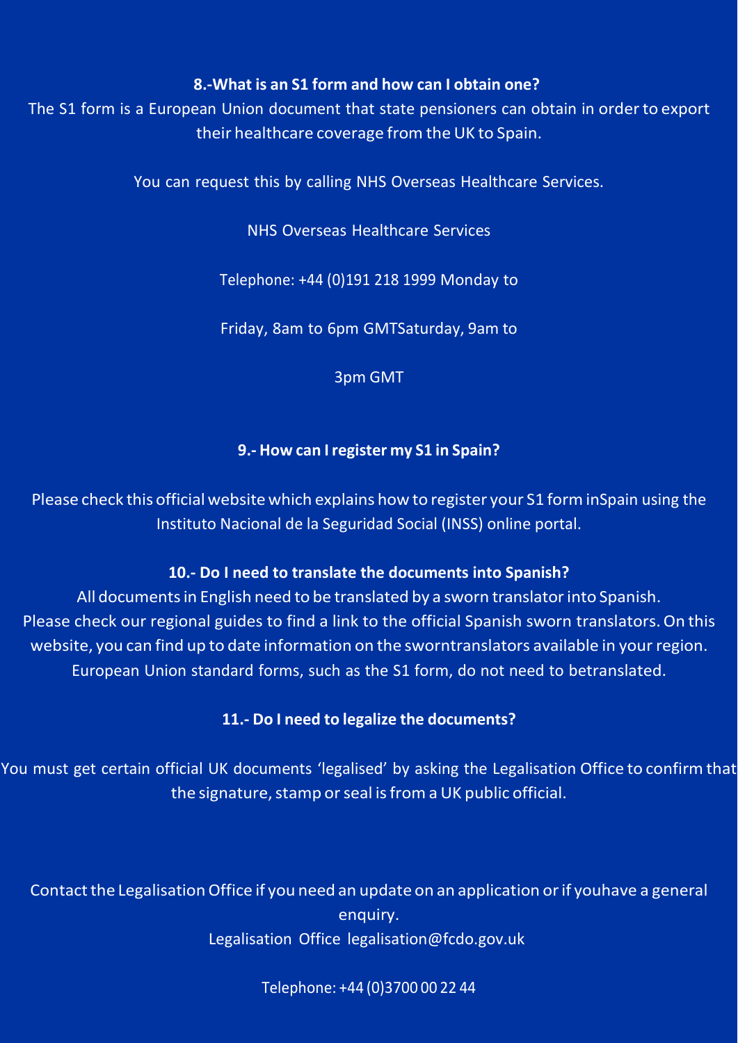**8.-What is an S1 form and how can I obtain one?**

The S1 form is a European Union document that state pensioners can obtain in order to export their healthcare coverage from the UK to Spain.

You can request this by calling NHS Overseas Healthcare Services.

NHS Overseas Healthcare Services

Telephone: +44 (0)191 218 1999 Monday to

Friday, 8am to 6pm GMTSaturday, 9am to

3pm GMT

**9.- How can I register my S1 in Spain?**

Please check this official website which explains how to register your S1 form inSpain using the Instituto Nacional de la Seguridad Social (INSS) online portal.

**10.- Do I need to translate the documents into Spanish?**

All documents in English need to be translated by a sworn translator into Spanish. Please check our regional guides to find a link to the official Spanish sworn translators. On this website, you can find up to date information on the sworntranslators available in your region. European Union standard forms, such as the S1 form, do not need to betranslated.

**11.- Do I need to legalize the documents?**

You must get certain official UK documents 'legalised' by asking the Legalisation Office to confirm that the signature, stamp or seal is from a UK public official.

Contact the Legalisation Office if you need an update on an application or if youhave a general enquiry.

Legalisation Office legalisation@fcdo.gov.uk

Telephone: +44 (0)3700 00 22 44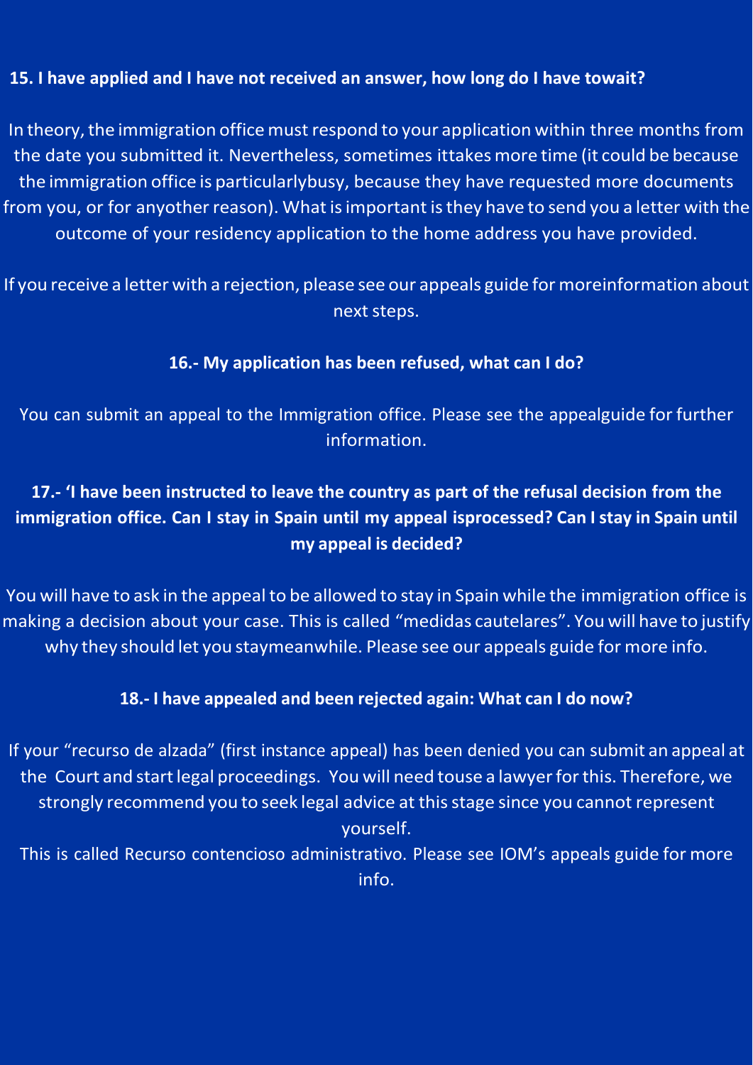**15. I have applied and I have not received an answer, how long do I have towait?**

In theory, the immigration office must respond to your application within three months from the date you submitted it. Nevertheless, sometimes ittakes more time (it could be because the immigration office is particularlybusy, because they have requested more documents from you, or for anyother reason). What is important is they have to send you a letter with the outcome of your residency application to the home address you have provided.

If you receive a letter with a rejection, please see our appeals guide for moreinformation about next steps.

**16.- My application has been refused, what can I do?**

You can submit an appeal to the Immigration office. Please see the appealguide for further information.

**17.- 'I have been instructed to leave the country as part of the refusal decision from the immigration office. Can I stay in Spain until my appeal isprocessed? Can I stay in Spain until my appeal is decided?**

You will have to ask in the appeal to be allowed to stay in Spain while the immigration office is making a decision about your case. This is called "medidas cautelares". You will have to justify why they should let you staymeanwhile. Please see our appeals guide for more info.

**18.- I have appealed and been rejected again: What can I do now?**

If your "recurso de alzada" (first instance appeal) has been denied you can submit an appeal at the Court and start legal proceedings. You will need touse a lawyer for this. Therefore, we strongly recommend you to seek legal advice at this stage since you cannot represent yourself.

This is called Recurso contencioso administrativo. Please see IOM's appeals guide for more info.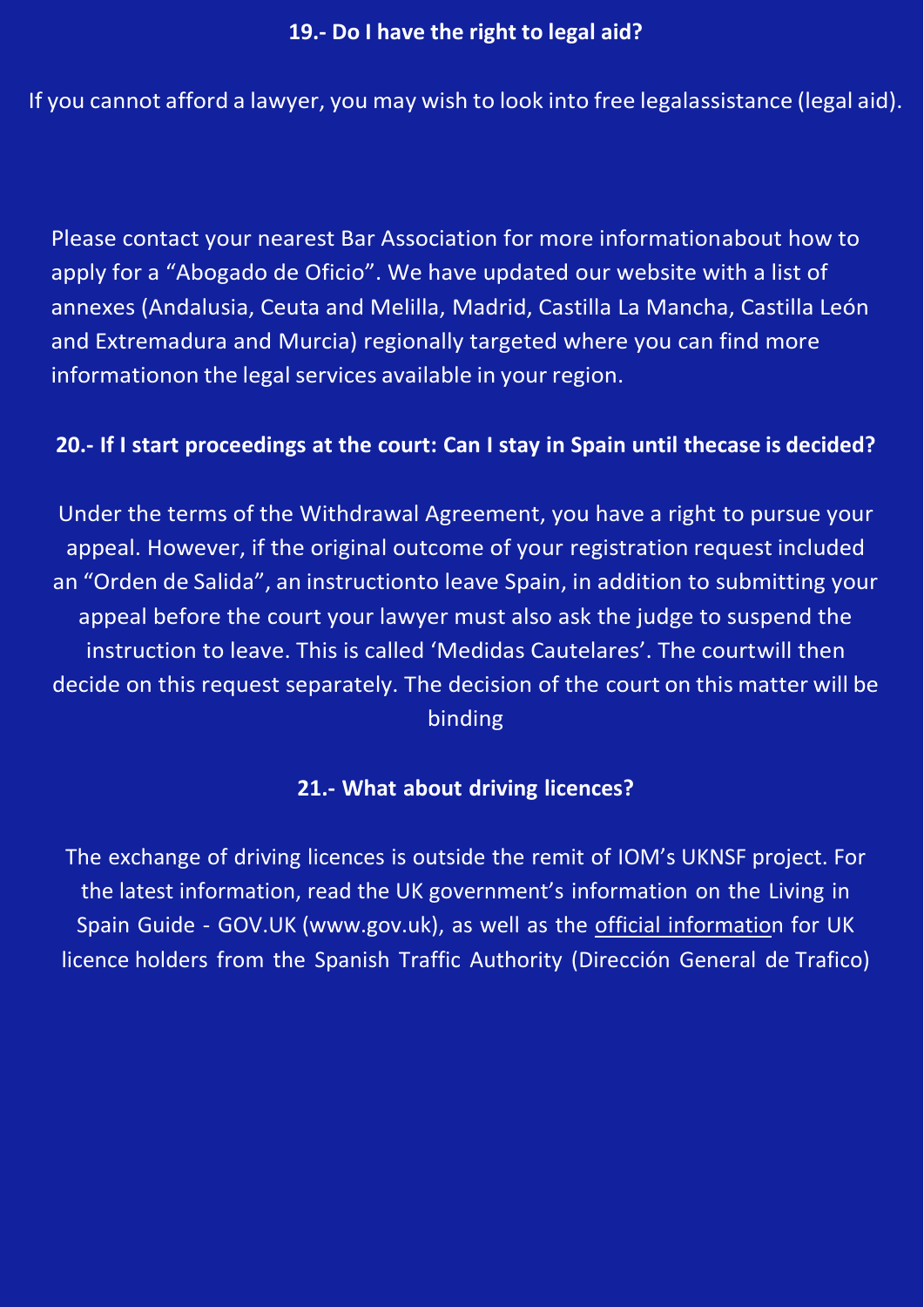**19.- Do I have the right to legal aid?**

If you cannot afford a lawyer, you may wish to look into free legalassistance (legal aid).

Please contact your nearest Bar Association for more informationabout how to apply for a "Abogado de Oficio". We have updated our website with a list of annexes (Andalusia, Ceuta and Melilla, Madrid, Castilla La Mancha, Castilla León and Extremadura and Murcia) regionally targeted where you can find more informationon the legal services available in your region.

**20.- If I start proceedings at the court: Can I stay in Spain until thecase is decided?**

Under the terms of the Withdrawal Agreement, you have a right to pursue your appeal. However, if the original outcome of your registration request included an "Orden de Salida", an instructionto leave Spain, in addition to submitting your appeal before the court your lawyer must also ask the judge to suspend the instruction to leave. This is called 'Medidas Cautelares'. The courtwill then decide on this request separately. The decision of the court on this matter will be binding

**21.- What about driving licences?**

The exchange of driving licences is outside the remit of IOM's UKNSF project. For the latest information, read the UK government's information on the Living in Spain Guide - GOV.UK (www.gov.uk), as well as the official information for UK licence holders from the Spanish Traffic Authority (Dirección General de Trafico)